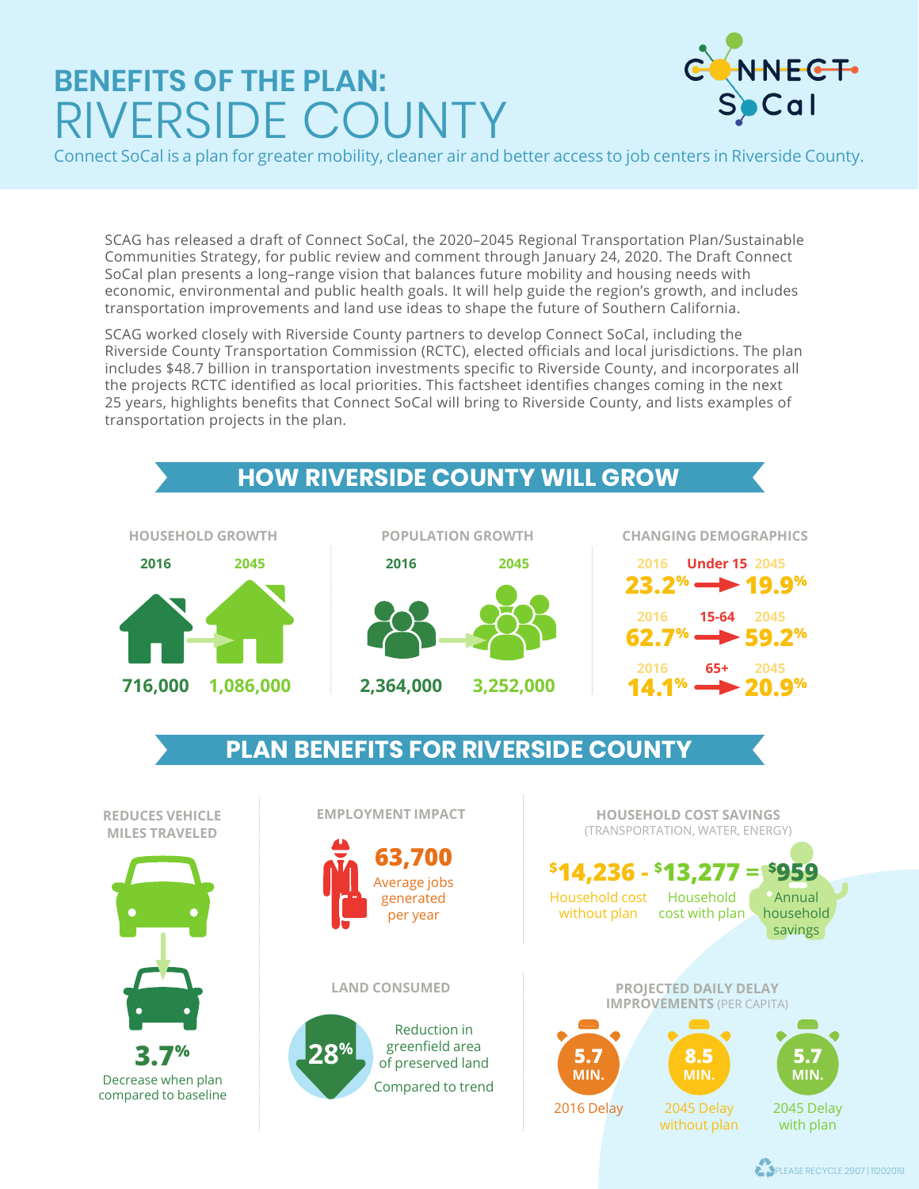# BENEFITS OF THE PLAN: RIVERSIDE COUNTY

Connect SoCal is a plan for greater mobility, cleaner air and better access to job centers in Riverside County.

SCAG has released a draft of Connect SoCal, the 2020–2045 Regional Transportation Plan/Sustainable Communities Strategy, for public review and comment through January 24, 2020. The Draft Connect SoCal plan presents a long-range vision that balances future mobility and housing needs with economic, environmental and public health goals. It will help guide the region's growth, and includes transportation improvements and land use ideas to shape the future of Southern California.

SCAG worked closely with Riverside County partners to develop Connect SoCal, including the Riverside County Transportation Commission (RCTC), elected officials and local jurisdictions. The plan includes $48.7 billion in transportation investments specific to Riverside County, and incorporates all the projects RCTC identified as local priorities. This factsheet identifies changes coming in the next 25 years, highlights benefits that Connect SoCal will bring to Riverside County, and lists examples of transportation projects in the plan.

## HOW RIVERSIDE COUNTY WILL GROW

### HOUSEHOLD GROWTH

| 2016 | 2045 |
|---|---|
| 716,000 | 1,086,000 |

### POPULATION GROWTH

| 2016 | 2045 |
|---|---|
| 2,364,000 | 3,252,000 |

### CHANGING DEMOGRAPHICS

| Age group | 2016 | 2045 |
|---|---|---|
| Under 15 | 23.2% | 19.9% |
| 15-64 | 62.7% | 59.2% |
| 65+ | 14.1% | 20.9% |

## PLAN BENEFITS FOR RIVERSIDE COUNTY

### REDUCES VEHICLE MILES TRAVELED

**3.7%**

Decrease when plan compared to baseline

### EMPLOYMENT IMPACT

**63,700**

Average jobs generated per year

### LAND CONSUMED

**28%**

Reduction in greenfield area of preserved land

Compared to trend

### HOUSEHOLD COST SAVINGS (TRANSPORTATION, WATER, ENERGY)

**$14,236 - $13,277 = $959**

Household cost without plan - Household cost with plan = Annual household savings

### PROJECTED DAILY DELAY IMPROVEMENTS (PER CAPITA)

| 2016 Delay | 2045 Delay without plan | 2045 Delay with plan |
|---|---|---|
| 5.7 MIN. | 8.5 MIN. | 5.7 MIN. |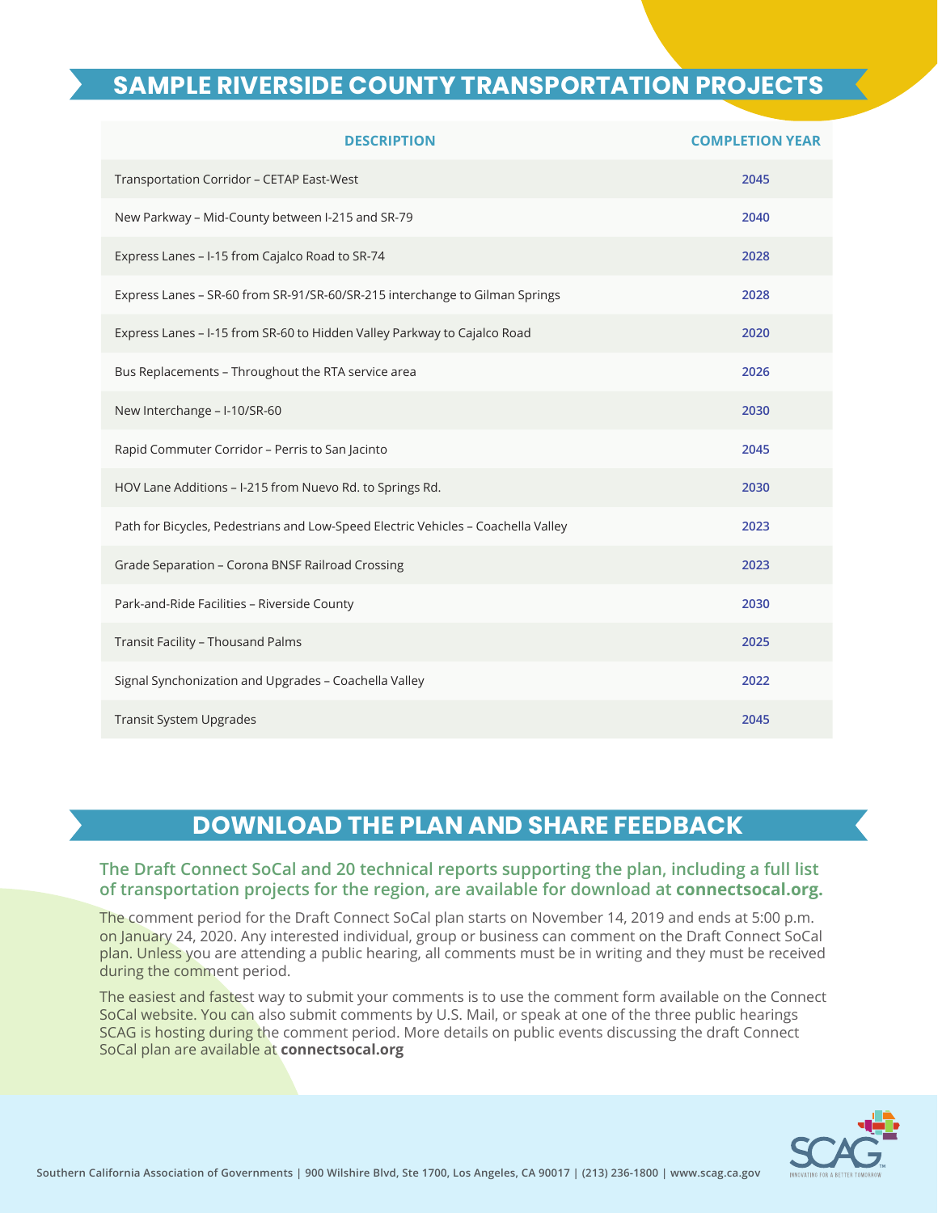## SAMPLE RIVERSIDE COUNTY TRANSPORTATION PROJECTS

| DESCRIPTION | COMPLETION YEAR |
|---|---|
| Transportation Corridor – CETAP East-West | 2045 |
| New Parkway – Mid-County between I-215 and SR-79 | 2040 |
| Express Lanes – I-15 from Cajalco Road to SR-74 | 2028 |
| Express Lanes – SR-60 from SR-91/SR-60/SR-215 interchange to Gilman Springs | 2028 |
| Express Lanes – I-15 from SR-60 to Hidden Valley Parkway to Cajalco Road | 2020 |
| Bus Replacements – Throughout the RTA service area | 2026 |
| New Interchange – I-10/SR-60 | 2030 |
| Rapid Commuter Corridor – Perris to San Jacinto | 2045 |
| HOV Lane Additions – I-215 from Nuevo Rd. to Springs Rd. | 2030 |
| Path for Bicycles, Pedestrians and Low-Speed Electric Vehicles – Coachella Valley | 2023 |
| Grade Separation – Corona BNSF Railroad Crossing | 2023 |
| Park-and-Ride Facilities – Riverside County | 2030 |
| Transit Facility – Thousand Palms | 2025 |
| Signal Synchonization and Upgrades – Coachella Valley | 2022 |
| Transit System Upgrades | 2045 |

## DOWNLOAD THE PLAN AND SHARE FEEDBACK

**The Draft Connect SoCal and 20 technical reports supporting the plan, including a full list of transportation projects for the region, are available for download at connectsocal.org.**

The comment period for the Draft Connect SoCal plan starts on November 14, 2019 and ends at 5:00 p.m. on January 24, 2020. Any interested individual, group or business can comment on the Draft Connect SoCal plan. Unless you are attending a public hearing, all comments must be in writing and they must be received during the comment period.

The easiest and fastest way to submit your comments is to use the comment form available on the Connect SoCal website. You can also submit comments by U.S. Mail, or speak at one of the three public hearings SCAG is hosting during the comment period. More details on public events discussing the draft Connect SoCal plan are available at **connectsocal.org**

Southern California Association of Governments | 900 Wilshire Blvd, Ste 1700, Los Angeles, CA 90017 | (213) 236-1800 | www.scag.ca.gov